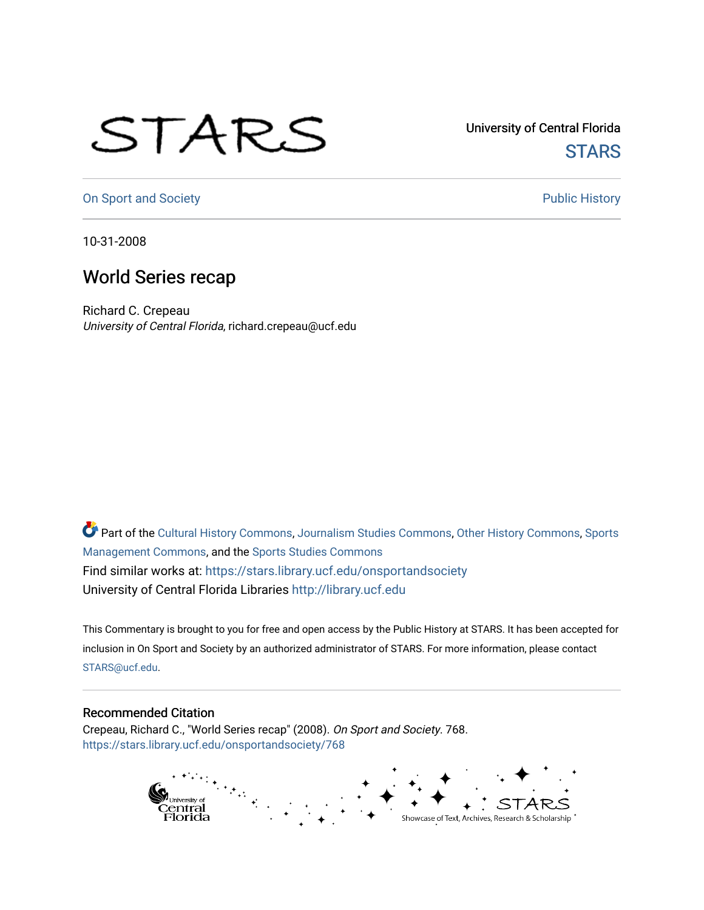University of Central Florida

STARS

On Sport and Society

Public History

10-31-2008

# World Series recap

Richard C. Crepeau

*University of Central Florida*, richard.crepeau@ucf.edu

Part of the Cultural History Commons, Journalism Studies Commons, Other History Commons, Sports Management Commons, and the Sports Studies Commons

Find similar works at: https://stars.library.ucf.edu/onsportandsociety

University of Central Florida Libraries http://library.ucf.edu

This Commentary is brought to you for free and open access by the Public History at STARS. It has been accepted for inclusion in On Sport and Society by an authorized administrator of STARS. For more information, please contact STARS@ucf.edu.

## Recommended Citation

Crepeau, Richard C., "World Series recap" (2008). *On Sport and Society*. 768.
https://stars.library.ucf.edu/onsportandsociety/768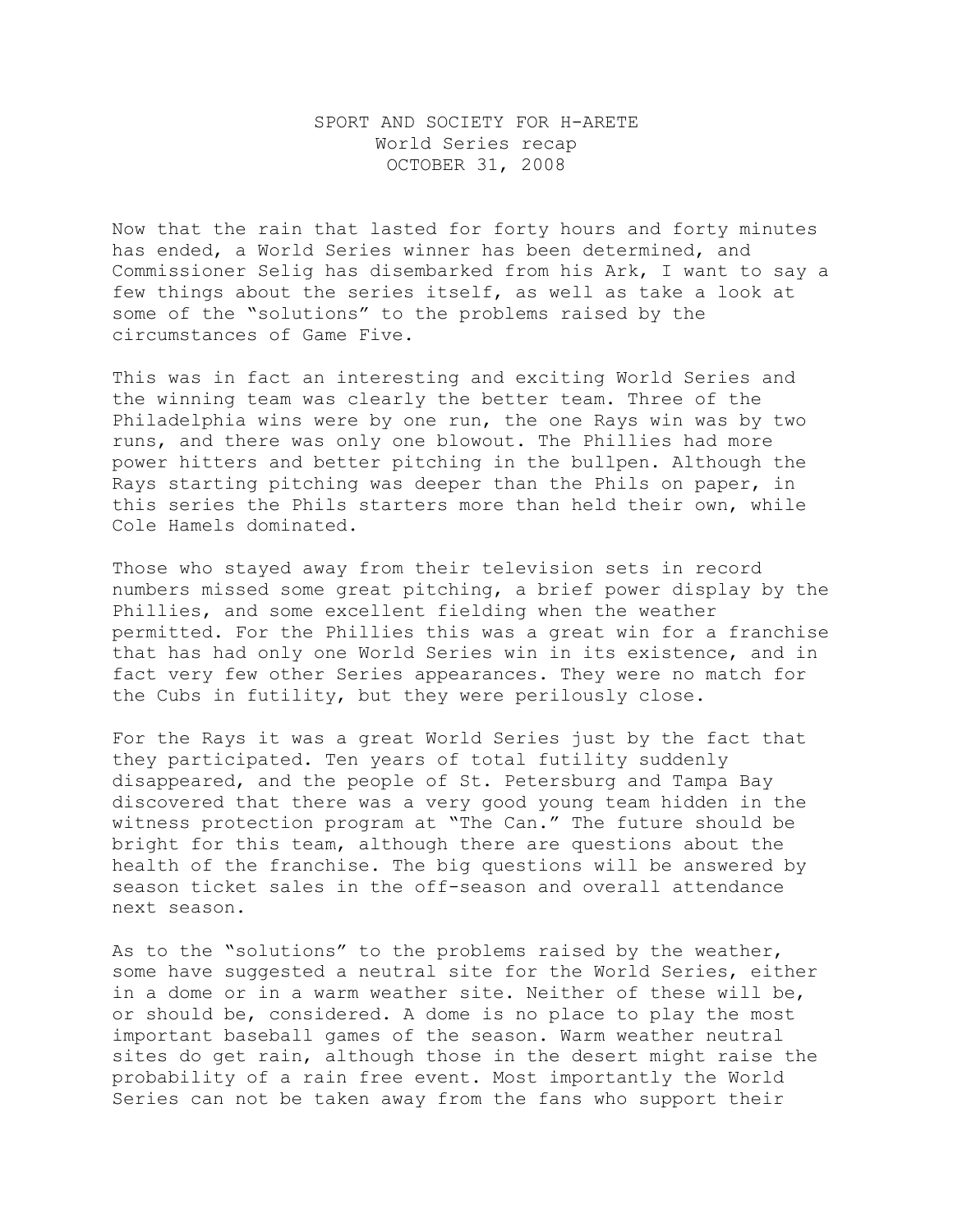SPORT AND SOCIETY FOR H-ARETE
World Series recap
OCTOBER 31, 2008

Now that the rain that lasted for forty hours and forty minutes has ended, a World Series winner has been determined, and Commissioner Selig has disembarked from his Ark, I want to say a few things about the series itself, as well as take a look at some of the "solutions" to the problems raised by the circumstances of Game Five.

This was in fact an interesting and exciting World Series and the winning team was clearly the better team. Three of the Philadelphia wins were by one run, the one Rays win was by two runs, and there was only one blowout. The Phillies had more power hitters and better pitching in the bullpen. Although the Rays starting pitching was deeper than the Phils on paper, in this series the Phils starters more than held their own, while Cole Hamels dominated.

Those who stayed away from their television sets in record numbers missed some great pitching, a brief power display by the Phillies, and some excellent fielding when the weather permitted. For the Phillies this was a great win for a franchise that has had only one World Series win in its existence, and in fact very few other Series appearances. They were no match for the Cubs in futility, but they were perilously close.

For the Rays it was a great World Series just by the fact that they participated. Ten years of total futility suddenly disappeared, and the people of St. Petersburg and Tampa Bay discovered that there was a very good young team hidden in the witness protection program at "The Can." The future should be bright for this team, although there are questions about the health of the franchise. The big questions will be answered by season ticket sales in the off-season and overall attendance next season.

As to the "solutions" to the problems raised by the weather, some have suggested a neutral site for the World Series, either in a dome or in a warm weather site. Neither of these will be, or should be, considered. A dome is no place to play the most important baseball games of the season. Warm weather neutral sites do get rain, although those in the desert might raise the probability of a rain free event. Most importantly the World Series can not be taken away from the fans who support their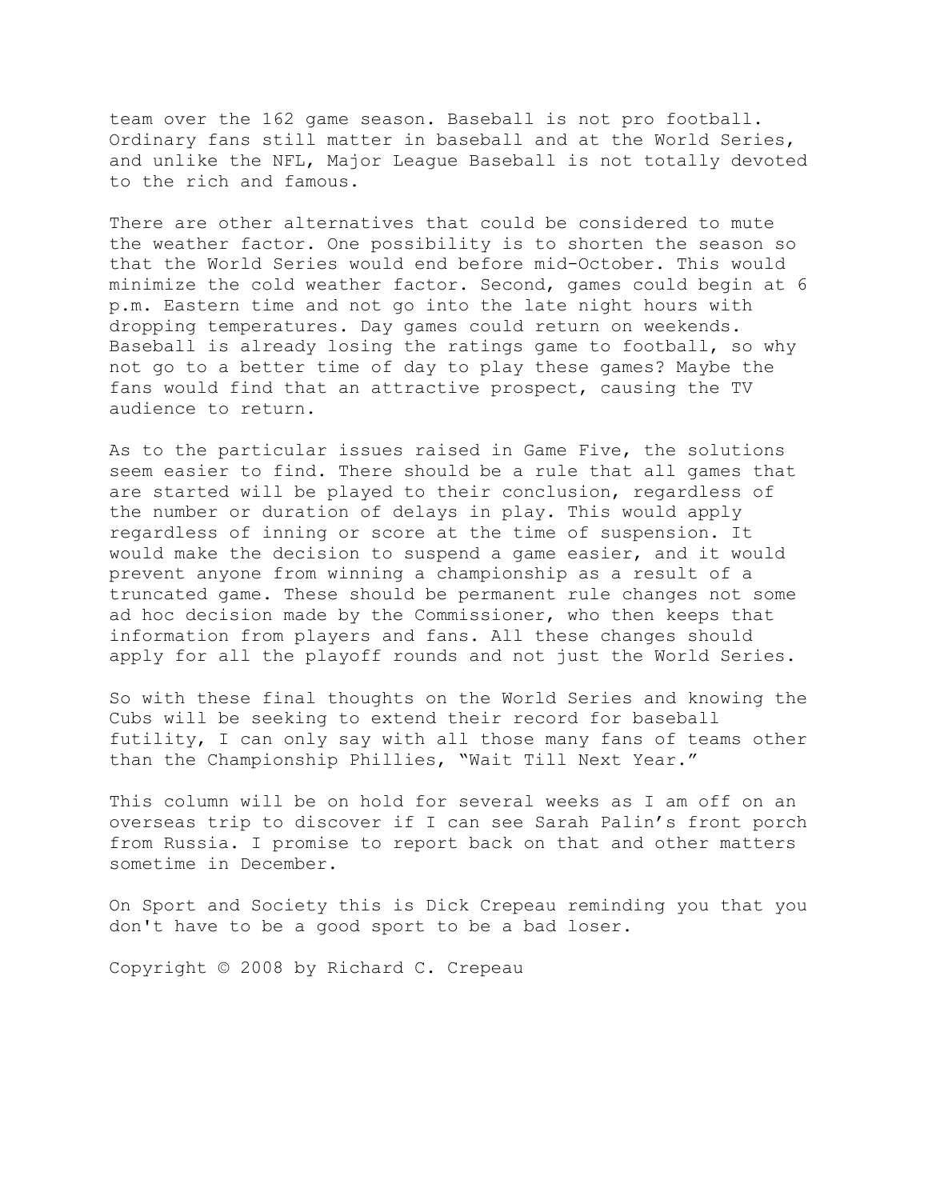team over the 162 game season. Baseball is not pro football. Ordinary fans still matter in baseball and at the World Series, and unlike the NFL, Major League Baseball is not totally devoted to the rich and famous.

There are other alternatives that could be considered to mute the weather factor. One possibility is to shorten the season so that the World Series would end before mid-October. This would minimize the cold weather factor. Second, games could begin at 6 p.m. Eastern time and not go into the late night hours with dropping temperatures. Day games could return on weekends. Baseball is already losing the ratings game to football, so why not go to a better time of day to play these games? Maybe the fans would find that an attractive prospect, causing the TV audience to return.

As to the particular issues raised in Game Five, the solutions seem easier to find. There should be a rule that all games that are started will be played to their conclusion, regardless of the number or duration of delays in play. This would apply regardless of inning or score at the time of suspension. It would make the decision to suspend a game easier, and it would prevent anyone from winning a championship as a result of a truncated game. These should be permanent rule changes not some ad hoc decision made by the Commissioner, who then keeps that information from players and fans. All these changes should apply for all the playoff rounds and not just the World Series.

So with these final thoughts on the World Series and knowing the Cubs will be seeking to extend their record for baseball futility, I can only say with all those many fans of teams other than the Championship Phillies, "Wait Till Next Year."

This column will be on hold for several weeks as I am off on an overseas trip to discover if I can see Sarah Palin's front porch from Russia. I promise to report back on that and other matters sometime in December.

On Sport and Society this is Dick Crepeau reminding you that you don't have to be a good sport to be a bad loser.

Copyright © 2008 by Richard C. Crepeau